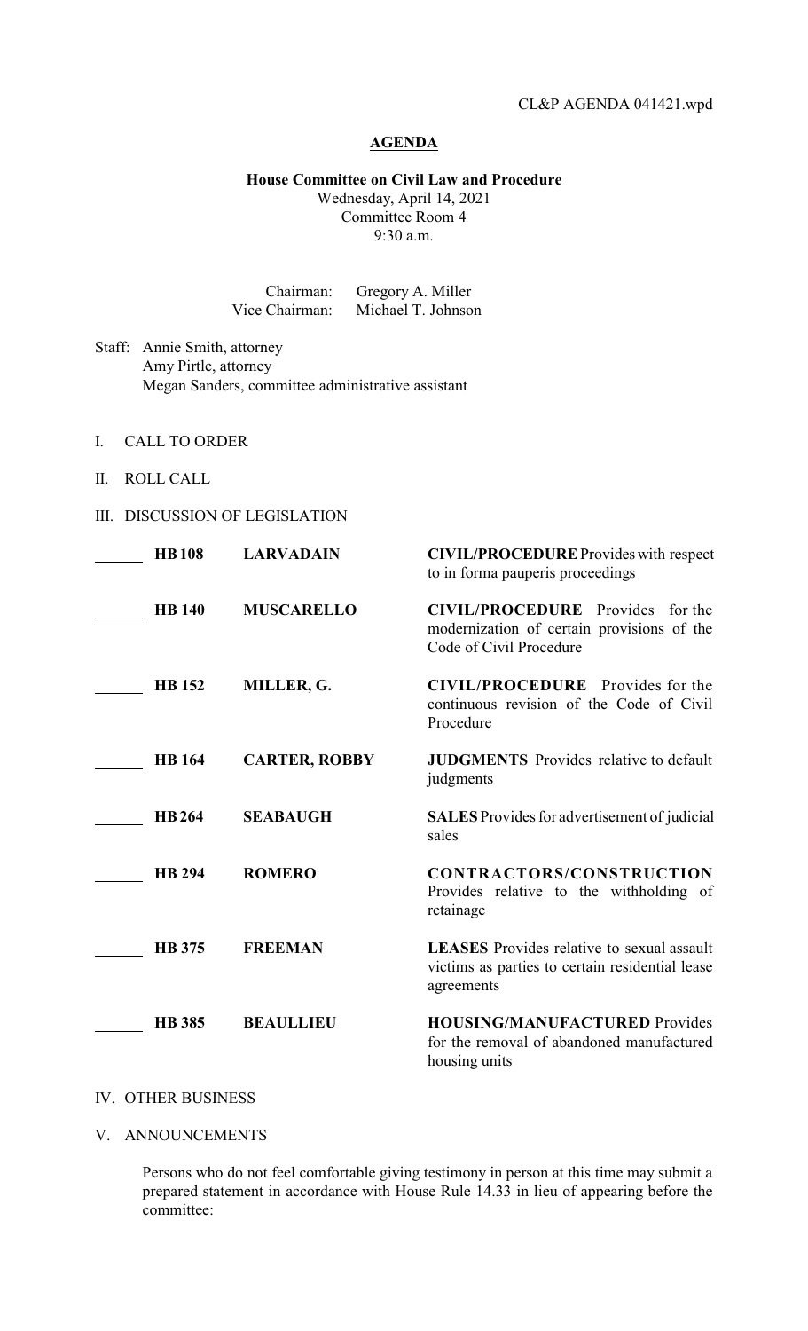CL&P AGENDA 041421.wpd

# AGENDA

**House Committee on Civil Law and Procedure**
Wednesday, April 14, 2021
Committee Room 4
9:30 a.m.

Chairman: Gregory A. Miller
Vice Chairman: Michael T. Johnson

Staff: Annie Smith, attorney
Amy Pirtle, attorney
Megan Sanders, committee administrative assistant

I. CALL TO ORDER

II. ROLL CALL

III. DISCUSSION OF LEGISLATION

| | Bill | Author | Subject |
|---|---|---|---|
| ______ | **HB 108** | **LARVADAIN** | **CIVIL/PROCEDURE** Provides with respect to in forma pauperis proceedings |
| ______ | **HB 140** | **MUSCARELLO** | **CIVIL/PROCEDURE** Provides for the modernization of certain provisions of the Code of Civil Procedure |
| ______ | **HB 152** | **MILLER, G.** | **CIVIL/PROCEDURE** Provides for the continuous revision of the Code of Civil Procedure |
| ______ | **HB 164** | **CARTER, ROBBY** | **JUDGMENTS** Provides relative to default judgments |
| ______ | **HB 264** | **SEABAUGH** | **SALES** Provides for advertisement of judicial sales |
| ______ | **HB 294** | **ROMERO** | **CONTRACTORS/CONSTRUCTION** Provides relative to the withholding of retainage |
| ______ | **HB 375** | **FREEMAN** | **LEASES** Provides relative to sexual assault victims as parties to certain residential lease agreements |
| ______ | **HB 385** | **BEAULLIEU** | **HOUSING/MANUFACTURED** Provides for the removal of abandoned manufactured housing units |

IV. OTHER BUSINESS

V. ANNOUNCEMENTS

Persons who do not feel comfortable giving testimony in person at this time may submit a prepared statement in accordance with House Rule 14.33 in lieu of appearing before the committee: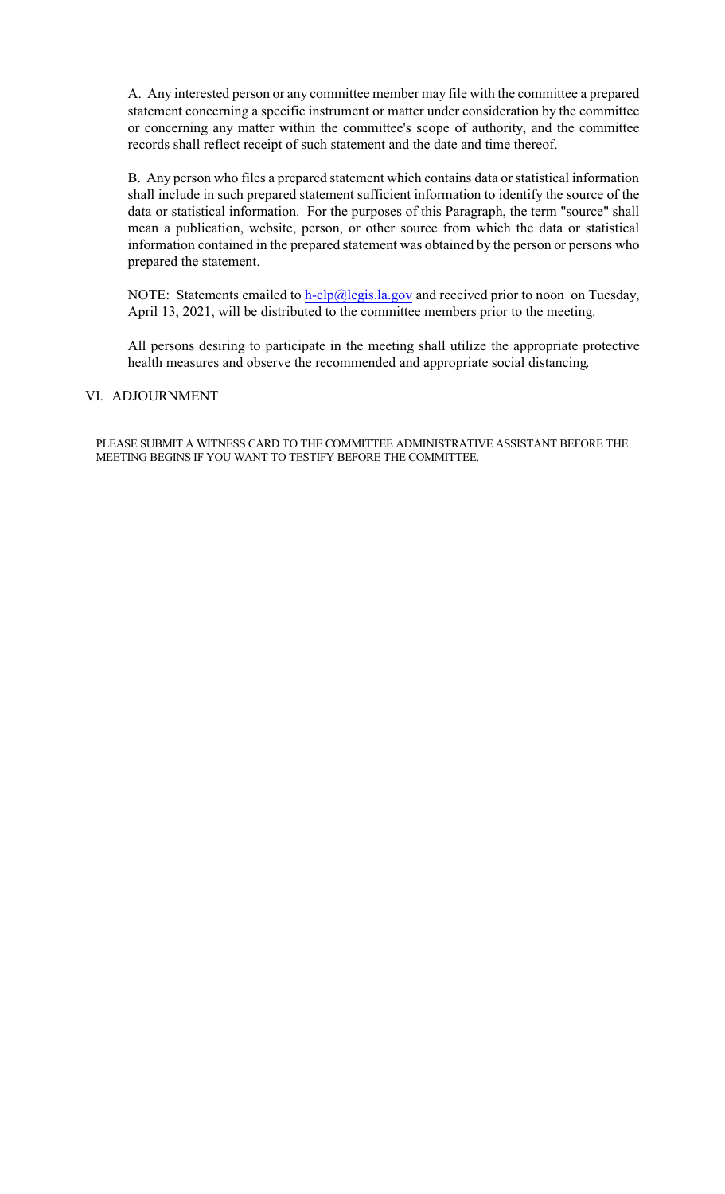A. Any interested person or any committee member may file with the committee a prepared statement concerning a specific instrument or matter under consideration by the committee or concerning any matter within the committee's scope of authority, and the committee records shall reflect receipt of such statement and the date and time thereof.

B. Any person who files a prepared statement which contains data or statistical information shall include in such prepared statement sufficient information to identify the source of the data or statistical information. For the purposes of this Paragraph, the term "source" shall mean a publication, website, person, or other source from which the data or statistical information contained in the prepared statement was obtained by the person or persons who prepared the statement.

NOTE: Statements emailed to h-clp@legis.la.gov and received prior to noon on Tuesday, April 13, 2021, will be distributed to the committee members prior to the meeting.

All persons desiring to participate in the meeting shall utilize the appropriate protective health measures and observe the recommended and appropriate social distancing.

VI. ADJOURNMENT

PLEASE SUBMIT A WITNESS CARD TO THE COMMITTEE ADMINISTRATIVE ASSISTANT BEFORE THE MEETING BEGINS IF YOU WANT TO TESTIFY BEFORE THE COMMITTEE.